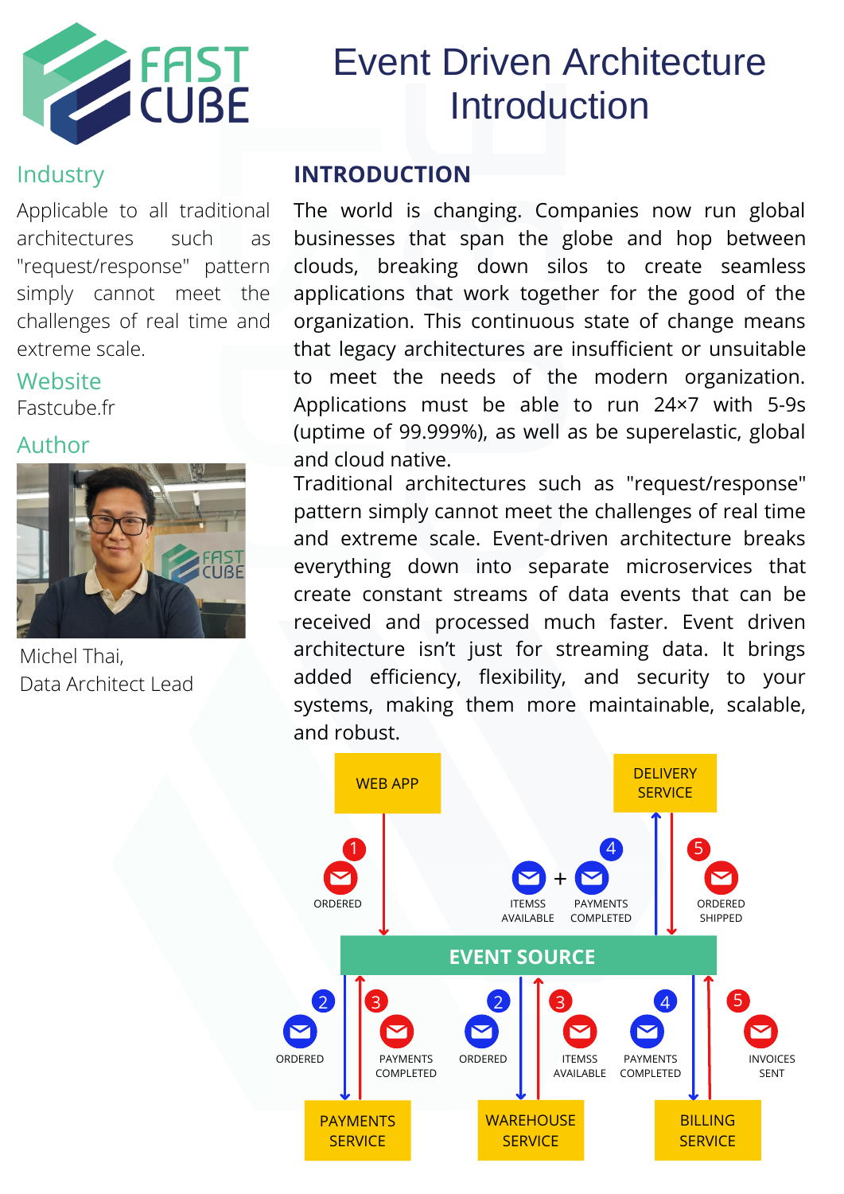# Event Driven Architecture Introduction

## Industry

Applicable to all traditional architectures such as "request/response" pattern simply cannot meet the challenges of real time and extreme scale.

## Website

Fastcube.fr

## Author

Michel Thai,
Data Architect Lead

## INTRODUCTION

The world is changing. Companies now run global businesses that span the globe and hop between clouds, breaking down silos to create seamless applications that work together for the good of the organization. This continuous state of change means that legacy architectures are insufficient or unsuitable to meet the needs of the modern organization. Applications must be able to run 24×7 with 5-9s (uptime of 99.999%), as well as be superelastic, global and cloud native.

Traditional architectures such as "request/response" pattern simply cannot meet the challenges of real time and extreme scale. Event-driven architecture breaks everything down into separate microservices that create constant streams of data events that can be received and processed much faster. Event driven architecture isn't just for streaming data. It brings added efficiency, flexibility, and security to your systems, making them more maintainable, scalable, and robust.

WEB APP — 1 ORDERED → EVENT SOURCE

EVENT SOURCE → 4 ITEMSS AVAILABLE + PAYMENTS COMPLETED → DELIVERY SERVICE

DELIVERY SERVICE — 5 ORDERED SHIPPED → EVENT SOURCE

EVENT SOURCE → 2 ORDERED → PAYMENTS SERVICE

PAYMENTS SERVICE — 3 PAYMENTS COMPLETED → EVENT SOURCE

EVENT SOURCE → 2 ORDERED → WAREHOUSE SERVICE

WAREHOUSE SERVICE — 3 ITEMSS AVAILABLE → EVENT SOURCE

EVENT SOURCE → 4 PAYMENTS COMPLETED → BILLING SERVICE

BILLING SERVICE — 5 INVOICES SENT → EVENT SOURCE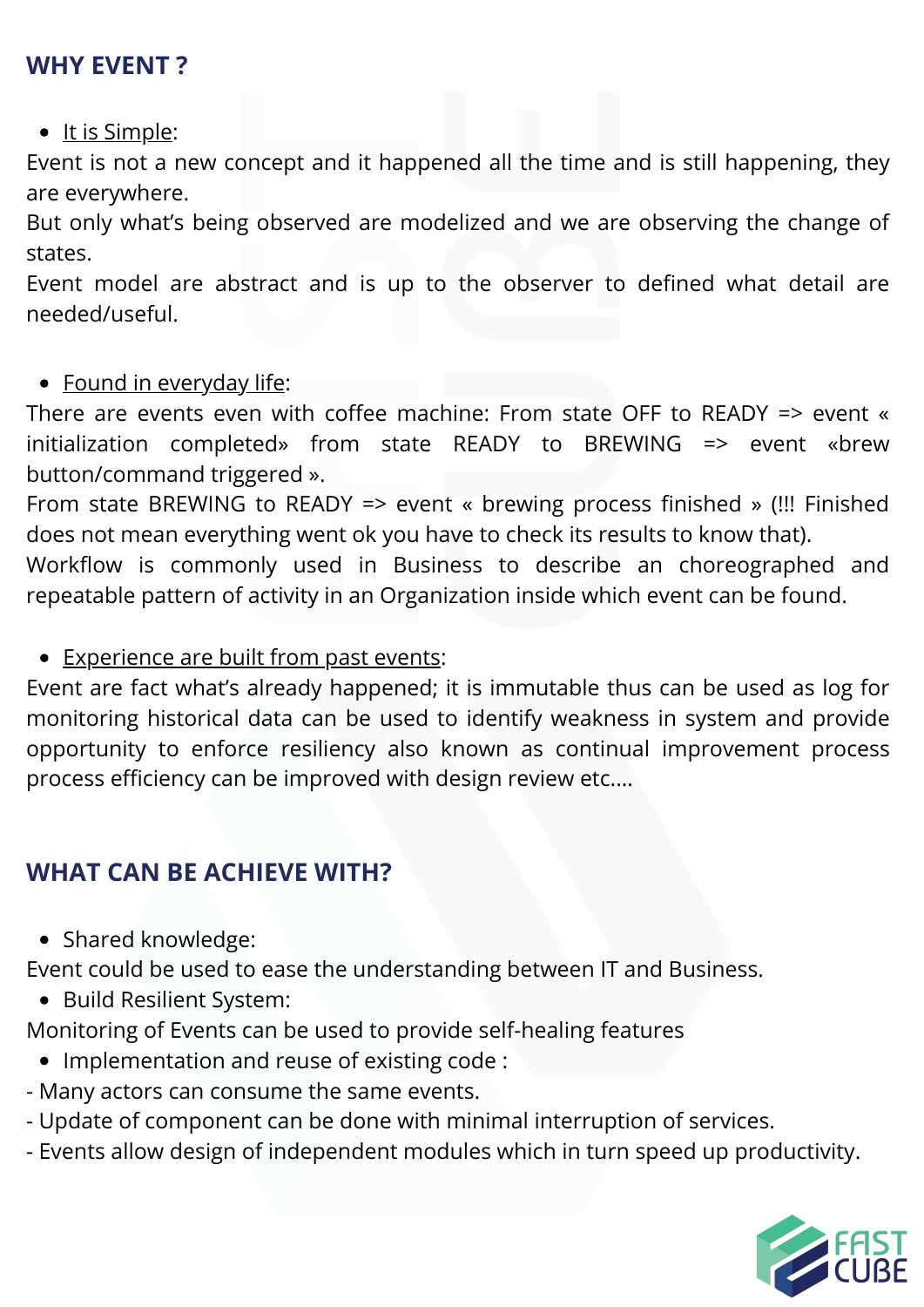## WHY EVENT ?

- It is Simple:

Event is not a new concept and it happened all the time and is still happening, they are everywhere.
But only what's being observed are modelized and we are observing the change of states.
Event model are abstract and is up to the observer to defined what detail are needed/useful.

- Found in everyday life:

There are events even with coffee machine: From state OFF to READY => event « initialization completed» from state READY to BREWING => event «brew button/command triggered ».
From state BREWING to READY => event « brewing process finished » (!!! Finished does not mean everything went ok you have to check its results to know that).
Workflow is commonly used in Business to describe an choreographed and repeatable pattern of activity in an Organization inside which event can be found.

- Experience are built from past events:

Event are fact what's already happened; it is immutable thus can be used as log for monitoring historical data can be used to identify weakness in system and provide opportunity to enforce resiliency also known as continual improvement process process efficiency can be improved with design review etc....

## WHAT CAN BE ACHIEVE WITH?

- Shared knowledge:

Event could be used to ease the understanding between IT and Business.

- Build Resilient System:

Monitoring of Events can be used to provide self-healing features

- Implementation and reuse of existing code :

- Many actors can consume the same events.
- Update of component can be done with minimal interruption of services.
- Events allow design of independent modules which in turn speed up productivity.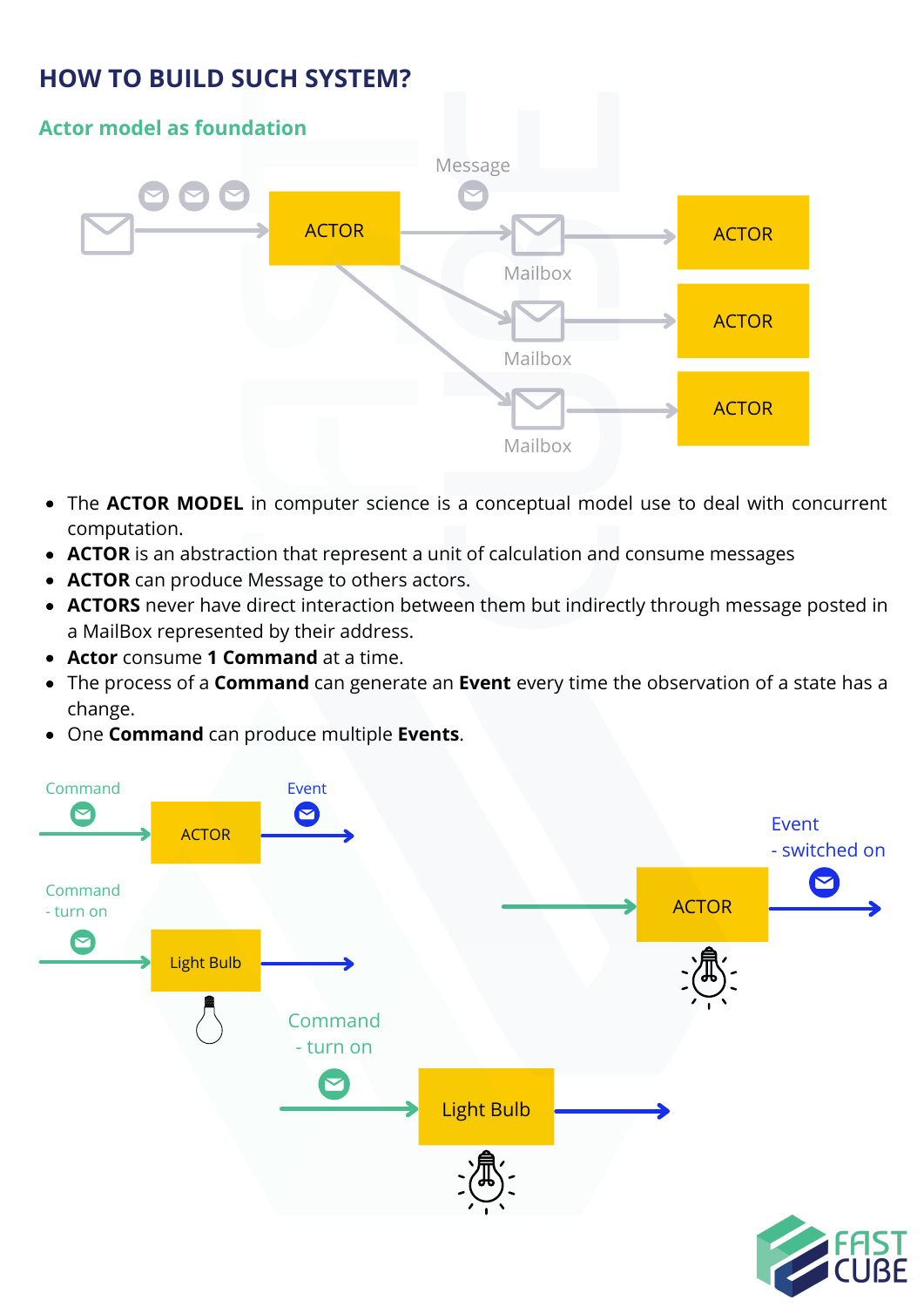## HOW TO BUILD SUCH SYSTEM?

### Actor model as foundation

- The **ACTOR MODEL** in computer science is a conceptual model use to deal with concurrent computation.
- **ACTOR** is an abstraction that represent a unit of calculation and consume messages
- **ACTOR** can produce Message to others actors.
- **ACTORS** never have direct interaction between them but indirectly through message posted in a MailBox represented by their address.
- **Actor** consume **1 Command** at a time.
- The process of a **Command** can generate an **Event** every time the observation of a state has a change.
- One **Command** can produce multiple **Events**.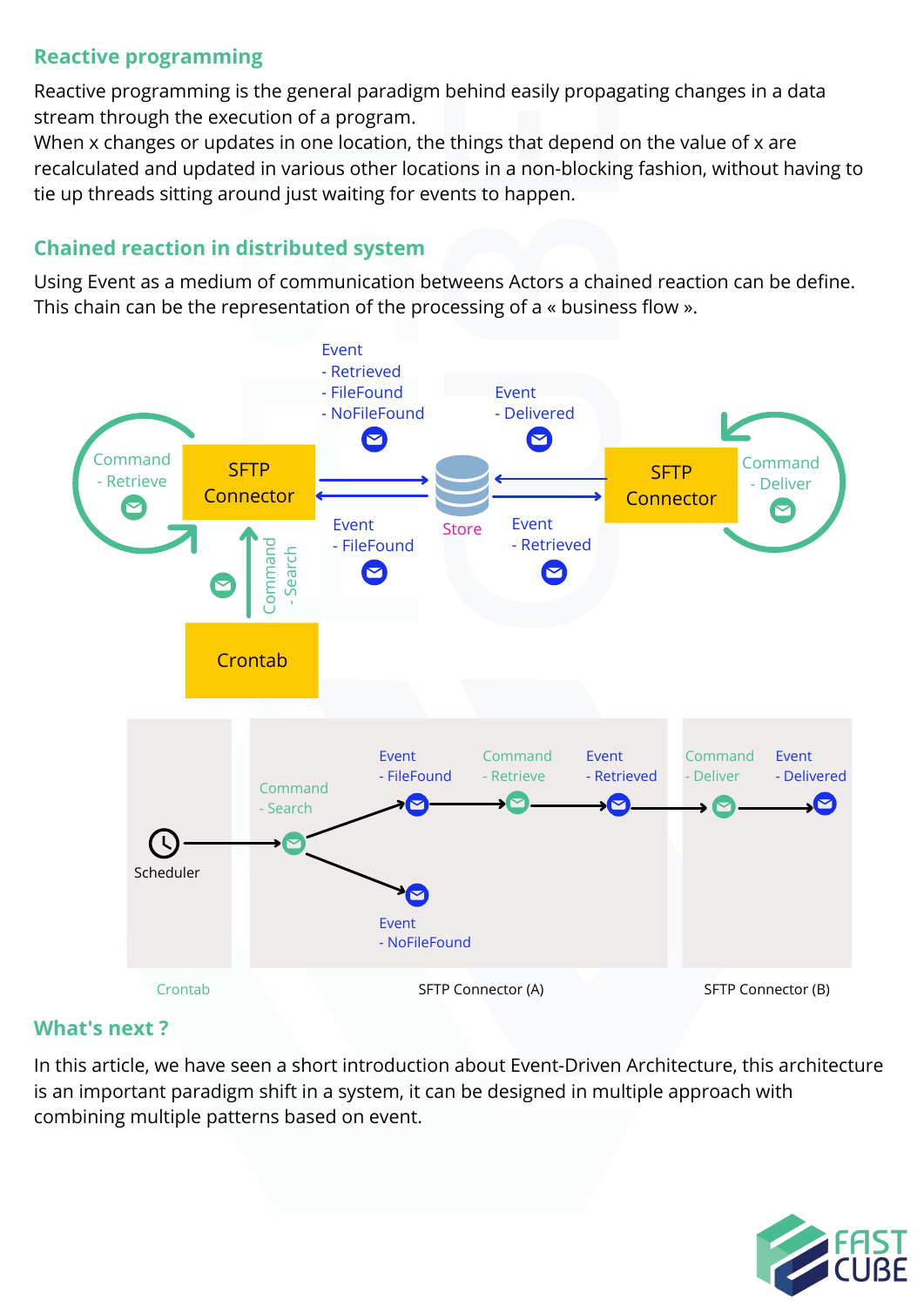## Reactive programming

Reactive programming is the general paradigm behind easily propagating changes in a data stream through the execution of a program.
When x changes or updates in one location, the things that depend on the value of x are recalculated and updated in various other locations in a non-blocking fashion, without having to tie up threads sitting around just waiting for events to happen.

## Chained reaction in distributed system

Using Event as a medium of communication betweens Actors a chained reaction can be define. This chain can be the representation of the processing of a « business flow ».

Event
- Retrieved
- FileFound
- NoFileFound

Event
- Delivered

Command
- Retrieve

SFTP Connector

Store

SFTP Connector

Command
- Deliver

Event
- FileFound

Event
- Retrieved

Command
- Search

Crontab

Scheduler

Command
- Search

Event
- FileFound

Command
- Retrieve

Event
- Retrieved

Command
- Deliver

Event
- Delivered

Event
- NoFileFound

Crontab

SFTP Connector (A)

SFTP Connector (B)

## What's next ?

In this article, we have seen a short introduction about Event-Driven Architecture, this architecture is an important paradigm shift in a system, it can be designed in multiple approach with combining multiple patterns based on event.

FAST CUBE